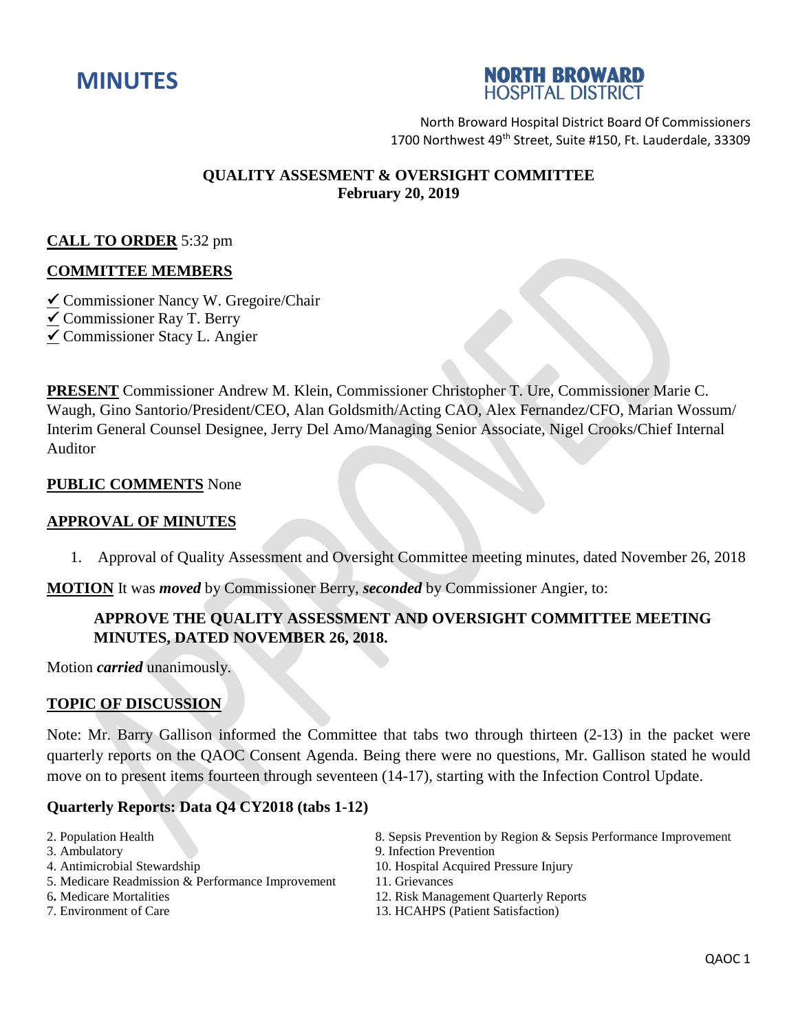# MINUTES

**NORTH BROWARD HOSPITAL DISTRICT**

North Broward Hospital District Board Of Commissioners
1700 Northwest 49th Street, Suite #150, Ft. Lauderdale, 33309

**QUALITY ASSESMENT & OVERSIGHT COMMITTEE**
**February 20, 2019**

**CALL TO ORDER** 5:32 pm

**COMMITTEE MEMBERS**

✓ Commissioner Nancy W. Gregoire/Chair
✓ Commissioner Ray T. Berry
✓ Commissioner Stacy L. Angier

**PRESENT** Commissioner Andrew M. Klein, Commissioner Christopher T. Ure, Commissioner Marie C. Waugh, Gino Santorio/President/CEO, Alan Goldsmith/Acting CAO, Alex Fernandez/CFO, Marian Wossum/ Interim General Counsel Designee, Jerry Del Amo/Managing Senior Associate, Nigel Crooks/Chief Internal Auditor

**PUBLIC COMMENTS** None

**APPROVAL OF MINUTES**

1. Approval of Quality Assessment and Oversight Committee meeting minutes, dated November 26, 2018

**MOTION** It was ***moved*** by Commissioner Berry, ***seconded*** by Commissioner Angier, to:

**APPROVE THE QUALITY ASSESSMENT AND OVERSIGHT COMMITTEE MEETING MINUTES, DATED NOVEMBER 26, 2018.**

Motion ***carried*** unanimously.

**TOPIC OF DISCUSSION**

Note: Mr. Barry Gallison informed the Committee that tabs two through thirteen (2-13) in the packet were quarterly reports on the QAOC Consent Agenda. Being there were no questions, Mr. Gallison stated he would move on to present items fourteen through seventeen (14-17), starting with the Infection Control Update.

**Quarterly Reports: Data Q4 CY2018 (tabs 1-12)**

2. Population Health
3. Ambulatory
4. Antimicrobial Stewardship
5. Medicare Readmission & Performance Improvement
6. Medicare Mortalities
7. Environment of Care
8. Sepsis Prevention by Region & Sepsis Performance Improvement
9. Infection Prevention
10. Hospital Acquired Pressure Injury
11. Grievances
12. Risk Management Quarterly Reports
13. HCAHPS (Patient Satisfaction)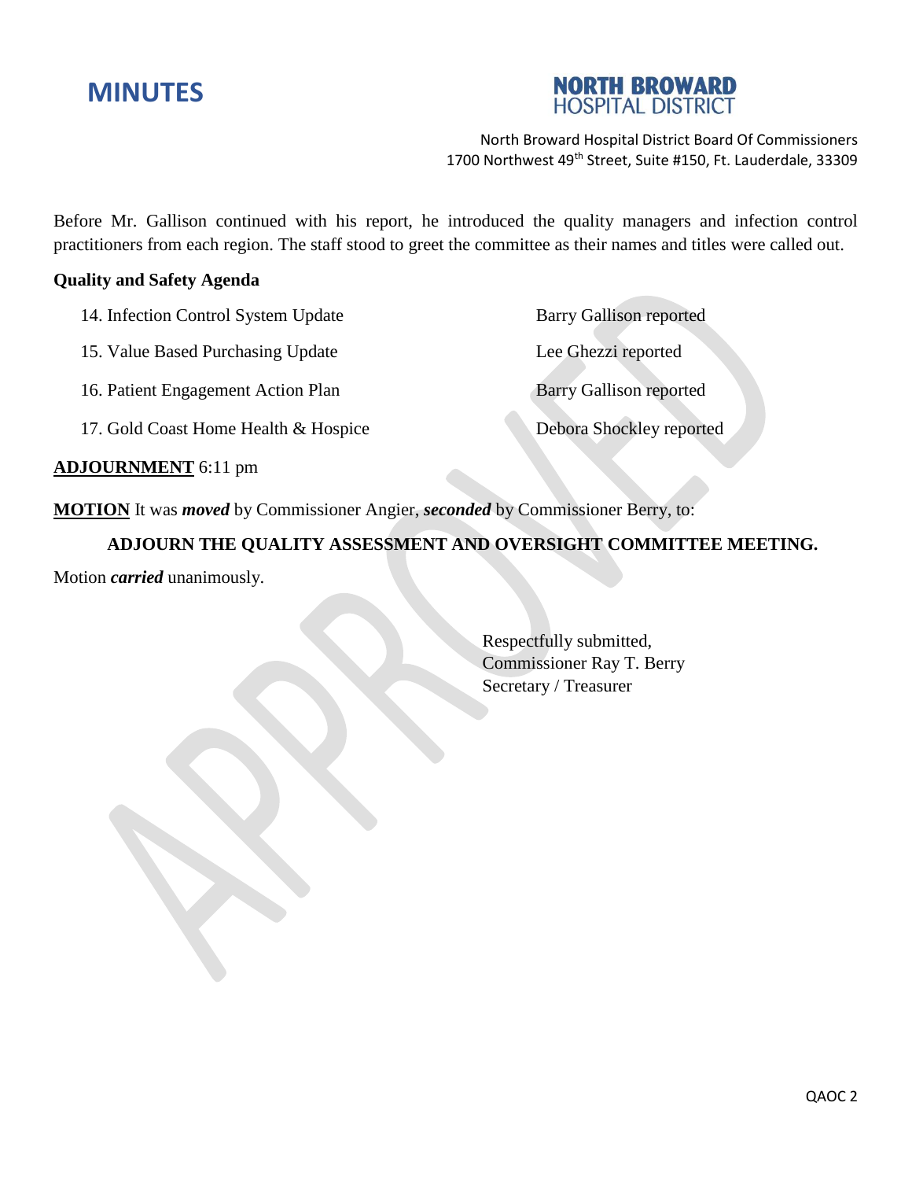# MINUTES

**NORTH BROWARD HOSPITAL DISTRICT**

North Broward Hospital District Board Of Commissioners
1700 Northwest 49th Street, Suite #150, Ft. Lauderdale, 33309

Before Mr. Gallison continued with his report, he introduced the quality managers and infection control practitioners from each region. The staff stood to greet the committee as their names and titles were called out.

**Quality and Safety Agenda**

14. Infection Control System Update — Barry Gallison reported
15. Value Based Purchasing Update — Lee Ghezzi reported
16. Patient Engagement Action Plan — Barry Gallison reported
17. Gold Coast Home Health & Hospice — Debora Shockley reported

**ADJOURNMENT** 6:11 pm

**MOTION** It was ***moved*** by Commissioner Angier, ***seconded*** by Commissioner Berry, to:

**ADJOURN THE QUALITY ASSESSMENT AND OVERSIGHT COMMITTEE MEETING.**

Motion ***carried*** unanimously.

Respectfully submitted,
Commissioner Ray T. Berry
Secretary / Treasurer